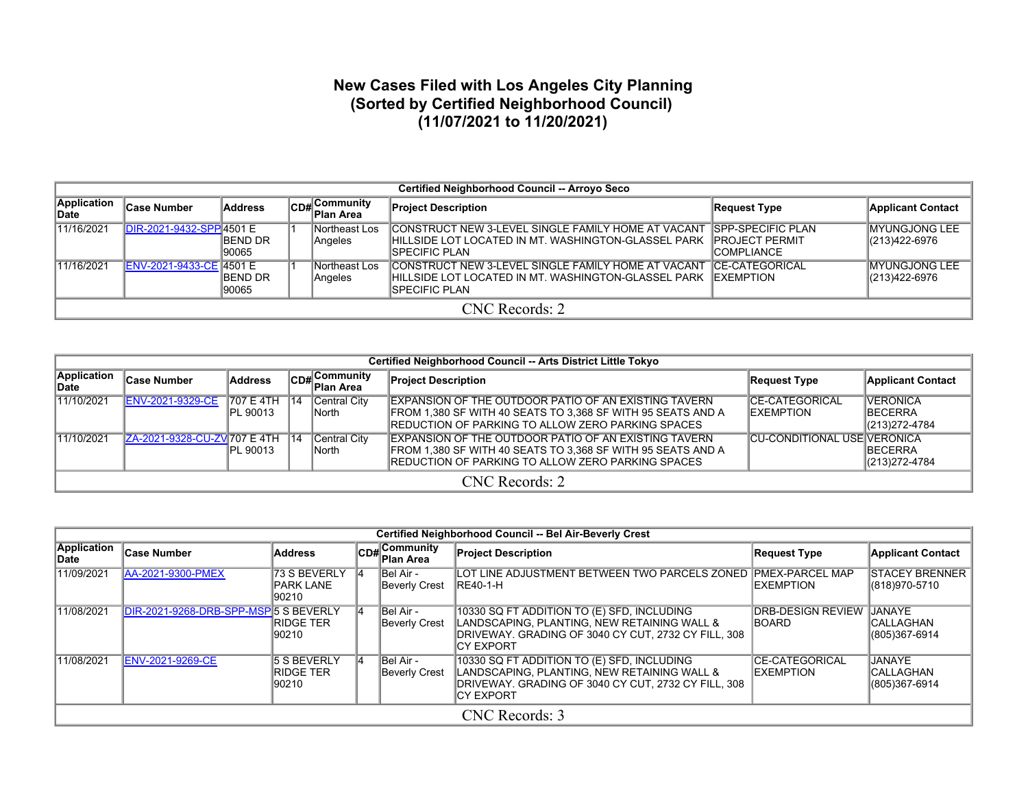# New Cases Filed with Los Angeles City Planning
## (Sorted by Certified Neighborhood Council)
## (11/07/2021 to 11/20/2021)

| Certified Neighborhood Council -- Arroyo Seco | | | | | | | |
|---|---|---|---|---|---|---|---|
| **Application Date** | **Case Number** | **Address** | **CD#** | **Community Plan Area** | **Project Description** | **Request Type** | **Applicant Contact** |
| 11/16/2021 | DIR-2021-9432-SPP | 4501 E BEND DR 90065 | 1 | Northeast Los Angeles | CONSTRUCT NEW 3-LEVEL SINGLE FAMILY HOME AT VACANT HILLSIDE LOT LOCATED IN MT. WASHINGTON-GLASSEL PARK SPECIFIC PLAN | SPP-SPECIFIC PLAN PROJECT PERMIT COMPLIANCE | MYUNGJONG LEE (213)422-6976 |
| 11/16/2021 | ENV-2021-9433-CE | 4501 E BEND DR 90065 | 1 | Northeast Los Angeles | CONSTRUCT NEW 3-LEVEL SINGLE FAMILY HOME AT VACANT HILLSIDE LOT LOCATED IN MT. WASHINGTON-GLASSEL PARK SPECIFIC PLAN | CE-CATEGORICAL EXEMPTION | MYUNGJONG LEE (213)422-6976 |
| CNC Records: 2 | | | | | | | |

| Certified Neighborhood Council -- Arts District Little Tokyo | | | | | | | |
|---|---|---|---|---|---|---|---|
| **Application Date** | **Case Number** | **Address** | **CD#** | **Community Plan Area** | **Project Description** | **Request Type** | **Applicant Contact** |
| 11/10/2021 | ENV-2021-9329-CE | 707 E 4TH PL 90013 | 14 | Central City North | EXPANSION OF THE OUTDOOR PATIO OF AN EXISTING TAVERN FROM 1,380 SF WITH 40 SEATS TO 3,368 SF WITH 95 SEATS AND A REDUCTION OF PARKING TO ALLOW ZERO PARKING SPACES | CE-CATEGORICAL EXEMPTION | VERONICA BECERRA (213)272-4784 |
| 11/10/2021 | ZA-2021-9328-CU-ZV | 707 E 4TH PL 90013 | 14 | Central City North | EXPANSION OF THE OUTDOOR PATIO OF AN EXISTING TAVERN FROM 1,380 SF WITH 40 SEATS TO 3,368 SF WITH 95 SEATS AND A REDUCTION OF PARKING TO ALLOW ZERO PARKING SPACES | CU-CONDITIONAL USE | VERONICA BECERRA (213)272-4784 |
| CNC Records: 2 | | | | | | | |

| Certified Neighborhood Council -- Bel Air-Beverly Crest | | | | | | | |
|---|---|---|---|---|---|---|---|
| **Application Date** | **Case Number** | **Address** | **CD#** | **Community Plan Area** | **Project Description** | **Request Type** | **Applicant Contact** |
| 11/09/2021 | AA-2021-9300-PMEX | 73 S BEVERLY PARK LANE 90210 | 4 | Bel Air - Beverly Crest | LOT LINE ADJUSTMENT BETWEEN TWO PARCELS ZONED RE40-1-H | PMEX-PARCEL MAP EXEMPTION | STACEY BRENNER (818)970-5710 |
| 11/08/2021 | DIR-2021-9268-DRB-SPP-MSP | 5 S BEVERLY RIDGE TER 90210 | 4 | Bel Air - Beverly Crest | 10330 SQ FT ADDITION TO (E) SFD, INCLUDING LANDSCAPING, PLANTING, NEW RETAINING WALL & DRIVEWAY. GRADING OF 3040 CY CUT, 2732 CY FILL, 308 CY EXPORT | DRB-DESIGN REVIEW BOARD | JANAYE CALLAGHAN (805)367-6914 |
| 11/08/2021 | ENV-2021-9269-CE | 5 S BEVERLY RIDGE TER 90210 | 4 | Bel Air - Beverly Crest | 10330 SQ FT ADDITION TO (E) SFD, INCLUDING LANDSCAPING, PLANTING, NEW RETAINING WALL & DRIVEWAY. GRADING OF 3040 CY CUT, 2732 CY FILL, 308 CY EXPORT | CE-CATEGORICAL EXEMPTION | JANAYE CALLAGHAN (805)367-6914 |
| CNC Records: 3 | | | | | | | |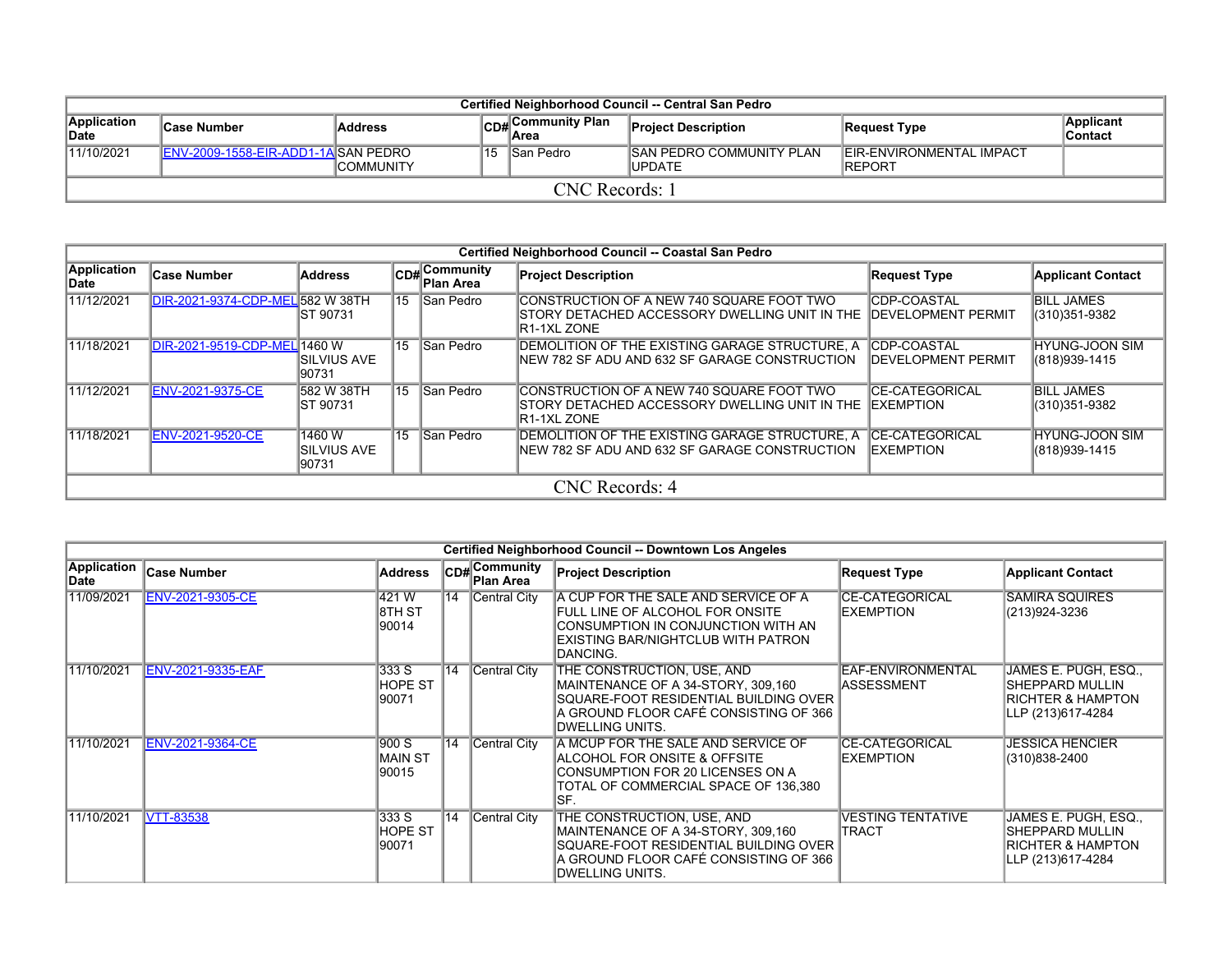| Certified Neighborhood Council -- Central San Pedro | | | | | | | |
|---|---|---|---|---|---|---|---|
| Application Date | Case Number | Address | CD# | Community Plan Area | Project Description | Request Type | Applicant Contact |
| 11/10/2021 | ENV-2009-1558-EIR-ADD1-1A | SAN PEDRO COMMUNITY | 15 | San Pedro | SAN PEDRO COMMUNITY PLAN UPDATE | EIR-ENVIRONMENTAL IMPACT REPORT | |
| CNC Records: 1 | | | | | | | |

| Certified Neighborhood Council -- Coastal San Pedro | | | | | | | |
|---|---|---|---|---|---|---|---|
| Application Date | Case Number | Address | CD# | Community Plan Area | Project Description | Request Type | Applicant Contact |
| 11/12/2021 | DIR-2021-9374-CDP-MEL | 582 W 38TH ST 90731 | 15 | San Pedro | CONSTRUCTION OF A NEW 740 SQUARE FOOT TWO STORY DETACHED ACCESSORY DWELLING UNIT IN THE R1-1XL ZONE | CDP-COASTAL DEVELOPMENT PERMIT | BILL JAMES (310)351-9382 |
| 11/18/2021 | DIR-2021-9519-CDP-MEL | 1460 W SILVIUS AVE 90731 | 15 | San Pedro | DEMOLITION OF THE EXISTING GARAGE STRUCTURE, A NEW 782 SF ADU AND 632 SF GARAGE CONSTRUCTION | CDP-COASTAL DEVELOPMENT PERMIT | HYUNG-JOON SIM (818)939-1415 |
| 11/12/2021 | ENV-2021-9375-CE | 582 W 38TH ST 90731 | 15 | San Pedro | CONSTRUCTION OF A NEW 740 SQUARE FOOT TWO STORY DETACHED ACCESSORY DWELLING UNIT IN THE R1-1XL ZONE | CE-CATEGORICAL EXEMPTION | BILL JAMES (310)351-9382 |
| 11/18/2021 | ENV-2021-9520-CE | 1460 W SILVIUS AVE 90731 | 15 | San Pedro | DEMOLITION OF THE EXISTING GARAGE STRUCTURE, A NEW 782 SF ADU AND 632 SF GARAGE CONSTRUCTION | CE-CATEGORICAL EXEMPTION | HYUNG-JOON SIM (818)939-1415 |
| CNC Records: 4 | | | | | | | |

| Certified Neighborhood Council -- Downtown Los Angeles | | | | | | | |
|---|---|---|---|---|---|---|---|
| Application Date | Case Number | Address | CD# | Community Plan Area | Project Description | Request Type | Applicant Contact |
| 11/09/2021 | ENV-2021-9305-CE | 421 W 8TH ST 90014 | 14 | Central City | A CUP FOR THE SALE AND SERVICE OF A FULL LINE OF ALCOHOL FOR ONSITE CONSUMPTION IN CONJUNCTION WITH AN EXISTING BAR/NIGHTCLUB WITH PATRON DANCING. | CE-CATEGORICAL EXEMPTION | SAMIRA SQUIRES (213)924-3236 |
| 11/10/2021 | ENV-2021-9335-EAF | 333 S HOPE ST 90071 | 14 | Central City | THE CONSTRUCTION, USE, AND MAINTENANCE OF A 34-STORY, 309,160 SQUARE-FOOT RESIDENTIAL BUILDING OVER A GROUND FLOOR CAFÉ CONSISTING OF 366 DWELLING UNITS. | EAF-ENVIRONMENTAL ASSESSMENT | JAMES E. PUGH, ESQ., SHEPPARD MULLIN RICHTER & HAMPTON LLP (213)617-4284 |
| 11/10/2021 | ENV-2021-9364-CE | 900 S MAIN ST 90015 | 14 | Central City | A MCUP FOR THE SALE AND SERVICE OF ALCOHOL FOR ONSITE & OFFSITE CONSUMPTION FOR 20 LICENSES ON A TOTAL OF COMMERCIAL SPACE OF 136,380 SF. | CE-CATEGORICAL EXEMPTION | JESSICA HENCIER (310)838-2400 |
| 11/10/2021 | VTT-83538 | 333 S HOPE ST 90071 | 14 | Central City | THE CONSTRUCTION, USE, AND MAINTENANCE OF A 34-STORY, 309,160 SQUARE-FOOT RESIDENTIAL BUILDING OVER A GROUND FLOOR CAFÉ CONSISTING OF 366 DWELLING UNITS. | VESTING TENTATIVE TRACT | JAMES E. PUGH, ESQ., SHEPPARD MULLIN RICHTER & HAMPTON LLP (213)617-4284 |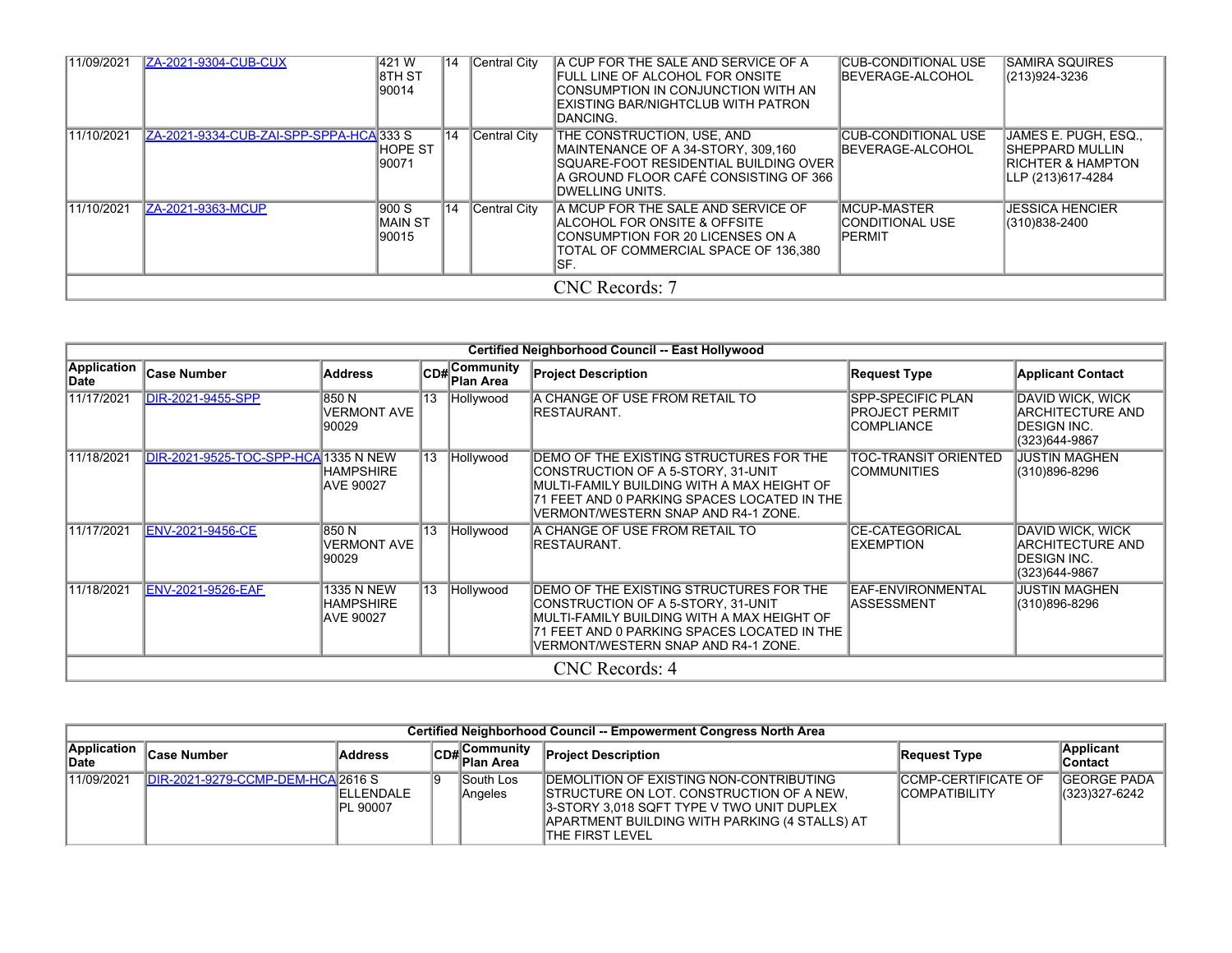| | | | | | | | |
|---|---|---|---|---|---|---|---|
| 11/09/2021 | ZA-2021-9304-CUB-CUX | 421 W 8TH ST 90014 | 14 | Central City | A CUP FOR THE SALE AND SERVICE OF A FULL LINE OF ALCOHOL FOR ONSITE CONSUMPTION IN CONJUNCTION WITH AN EXISTING BAR/NIGHTCLUB WITH PATRON DANCING. | CUB-CONDITIONAL USE BEVERAGE-ALCOHOL | SAMIRA SQUIRES (213)924-3236 |
| 11/10/2021 | ZA-2021-9334-CUB-ZAI-SPP-SPPA-HCA | 333 S HOPE ST 90071 | 14 | Central City | THE CONSTRUCTION, USE, AND MAINTENANCE OF A 34-STORY, 309,160 SQUARE-FOOT RESIDENTIAL BUILDING OVER A GROUND FLOOR CAFÉ CONSISTING OF 366 DWELLING UNITS. | CUB-CONDITIONAL USE BEVERAGE-ALCOHOL | JAMES E. PUGH, ESQ., SHEPPARD MULLIN RICHTER & HAMPTON LLP (213)617-4284 |
| 11/10/2021 | ZA-2021-9363-MCUP | 900 S MAIN ST 90015 | 14 | Central City | A MCUP FOR THE SALE AND SERVICE OF ALCOHOL FOR ONSITE & OFFSITE CONSUMPTION FOR 20 LICENSES ON A TOTAL OF COMMERCIAL SPACE OF 136,380 SF. | MCUP-MASTER CONDITIONAL USE PERMIT | JESSICA HENCIER (310)838-2400 |
| CNC Records: 7 | | | | | | | |

**Certified Neighborhood Council -- East Hollywood**

| Application Date | Case Number | Address | CD# | Community Plan Area | Project Description | Request Type | Applicant Contact |
|---|---|---|---|---|---|---|---|
| 11/17/2021 | DIR-2021-9455-SPP | 850 N VERMONT AVE 90029 | 13 | Hollywood | A CHANGE OF USE FROM RETAIL TO RESTAURANT. | SPP-SPECIFIC PLAN PROJECT PERMIT COMPLIANCE | DAVID WICK, WICK ARCHITECTURE AND DESIGN INC. (323)644-9867 |
| 11/18/2021 | DIR-2021-9525-TOC-SPP-HCA | 1335 N NEW HAMPSHIRE AVE 90027 | 13 | Hollywood | DEMO OF THE EXISTING STRUCTURES FOR THE CONSTRUCTION OF A 5-STORY, 31-UNIT MULTI-FAMILY BUILDING WITH A MAX HEIGHT OF 71 FEET AND 0 PARKING SPACES LOCATED IN THE VERMONT/WESTERN SNAP AND R4-1 ZONE. | TOC-TRANSIT ORIENTED COMMUNITIES | JUSTIN MAGHEN (310)896-8296 |
| 11/17/2021 | ENV-2021-9456-CE | 850 N VERMONT AVE 90029 | 13 | Hollywood | A CHANGE OF USE FROM RETAIL TO RESTAURANT. | CE-CATEGORICAL EXEMPTION | DAVID WICK, WICK ARCHITECTURE AND DESIGN INC. (323)644-9867 |
| 11/18/2021 | ENV-2021-9526-EAF | 1335 N NEW HAMPSHIRE AVE 90027 | 13 | Hollywood | DEMO OF THE EXISTING STRUCTURES FOR THE CONSTRUCTION OF A 5-STORY, 31-UNIT MULTI-FAMILY BUILDING WITH A MAX HEIGHT OF 71 FEET AND 0 PARKING SPACES LOCATED IN THE VERMONT/WESTERN SNAP AND R4-1 ZONE. | EAF-ENVIRONMENTAL ASSESSMENT | JUSTIN MAGHEN (310)896-8296 |
| CNC Records: 4 | | | | | | | |

**Certified Neighborhood Council -- Empowerment Congress North Area**

| Application Date | Case Number | Address | CD# | Community Plan Area | Project Description | Request Type | Applicant Contact |
|---|---|---|---|---|---|---|---|
| 11/09/2021 | DIR-2021-9279-CCMP-DEM-HCA | 2616 S ELLENDALE PL 90007 | 9 | South Los Angeles | DEMOLITION OF EXISTING NON-CONTRIBUTING STRUCTURE ON LOT. CONSTRUCTION OF A NEW, 3-STORY 3,018 SQFT TYPE V TWO UNIT DUPLEX APARTMENT BUILDING WITH PARKING (4 STALLS) AT THE FIRST LEVEL | CCMP-CERTIFICATE OF COMPATIBILITY | GEORGE PADA (323)327-6242 |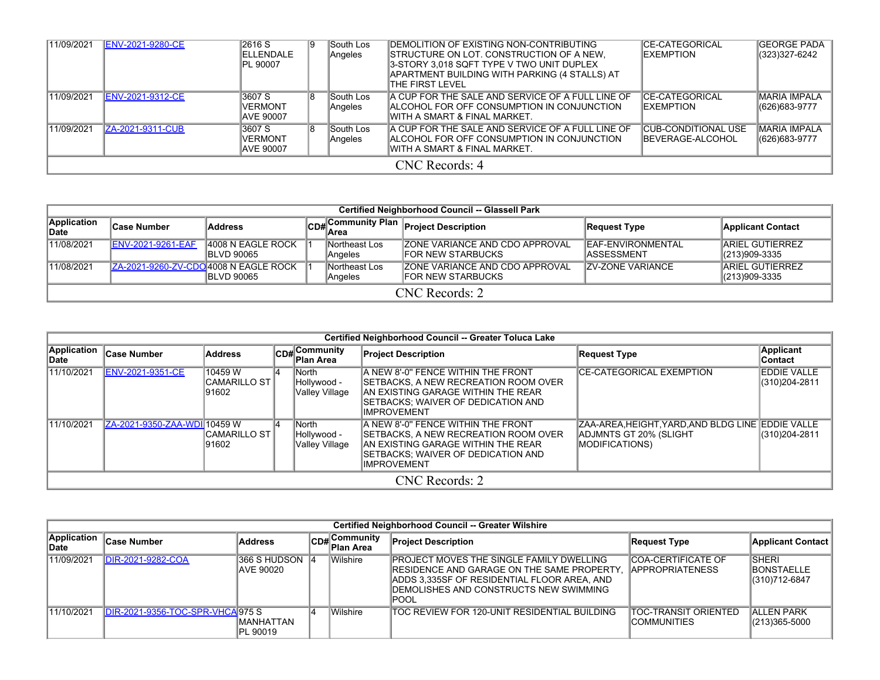| 11/09/2021 | ENV-2021-9280-CE | 2616 S ELLENDALE PL 90007 | 9 | South Los Angeles | DEMOLITION OF EXISTING NON-CONTRIBUTING STRUCTURE ON LOT. CONSTRUCTION OF A NEW, 3-STORY 3,018 SQFT TYPE V TWO UNIT DUPLEX APARTMENT BUILDING WITH PARKING (4 STALLS) AT THE FIRST LEVEL | CE-CATEGORICAL EXEMPTION | GEORGE PADA (323)327-6242 |
|---|---|---|---|---|---|---|---|
| 11/09/2021 | ENV-2021-9312-CE | 3607 S VERMONT AVE 90007 | 8 | South Los Angeles | A CUP FOR THE SALE AND SERVICE OF A FULL LINE OF ALCOHOL FOR OFF CONSUMPTION IN CONJUNCTION WITH A SMART & FINAL MARKET. | CE-CATEGORICAL EXEMPTION | MARIA IMPALA (626)683-9777 |
| 11/09/2021 | ZA-2021-9311-CUB | 3607 S VERMONT AVE 90007 | 8 | South Los Angeles | A CUP FOR THE SALE AND SERVICE OF A FULL LINE OF ALCOHOL FOR OFF CONSUMPTION IN CONJUNCTION WITH A SMART & FINAL MARKET. | CUB-CONDITIONAL USE BEVERAGE-ALCOHOL | MARIA IMPALA (626)683-9777 |
| CNC Records: 4 | | | | | | | |

| Certified Neighborhood Council -- Glassell Park | | | | | | | |
|---|---|---|---|---|---|---|---|
| **Application Date** | **Case Number** | **Address** | **CD#** | **Community Plan Area** | **Project Description** | **Request Type** | **Applicant Contact** |
| 11/08/2021 | ENV-2021-9261-EAF | 4008 N EAGLE ROCK BLVD 90065 | 1 | Northeast Los Angeles | ZONE VARIANCE AND CDO APPROVAL FOR NEW STARBUCKS | EAF-ENVIRONMENTAL ASSESSMENT | ARIEL GUTIERREZ (213)909-3335 |
| 11/08/2021 | ZA-2021-9260-ZV-CDO | 4008 N EAGLE ROCK BLVD 90065 | 1 | Northeast Los Angeles | ZONE VARIANCE AND CDO APPROVAL FOR NEW STARBUCKS | ZV-ZONE VARIANCE | ARIEL GUTIERREZ (213)909-3335 |
| CNC Records: 2 | | | | | | | |

| Certified Neighborhood Council -- Greater Toluca Lake | | | | | | | |
|---|---|---|---|---|---|---|---|
| **Application Date** | **Case Number** | **Address** | **CD#** | **Community Plan Area** | **Project Description** | **Request Type** | **Applicant Contact** |
| 11/10/2021 | ENV-2021-9351-CE | 10459 W CAMARILLO ST 91602 | 4 | North Hollywood - Valley Village | A NEW 8'-0" FENCE WITHIN THE FRONT SETBACKS, A NEW RECREATION ROOM OVER AN EXISTING GARAGE WITHIN THE REAR SETBACKS; WAIVER OF DEDICATION AND IMPROVEMENT | CE-CATEGORICAL EXEMPTION | EDDIE VALLE (310)204-2811 |
| 11/10/2021 | ZA-2021-9350-ZAA-WDI | 10459 W CAMARILLO ST 91602 | 4 | North Hollywood - Valley Village | A NEW 8'-0" FENCE WITHIN THE FRONT SETBACKS, A NEW RECREATION ROOM OVER AN EXISTING GARAGE WITHIN THE REAR SETBACKS; WAIVER OF DEDICATION AND IMPROVEMENT | ZAA-AREA,HEIGHT,YARD,AND BLDG LINE ADJMNTS GT 20% (SLIGHT MODIFICATIONS) | EDDIE VALLE (310)204-2811 |
| CNC Records: 2 | | | | | | | |

| Certified Neighborhood Council -- Greater Wilshire | | | | | | | |
|---|---|---|---|---|---|---|---|
| **Application Date** | **Case Number** | **Address** | **CD#** | **Community Plan Area** | **Project Description** | **Request Type** | **Applicant Contact** |
| 11/09/2021 | DIR-2021-9282-COA | 366 S HUDSON AVE 90020 | 4 | Wilshire | PROJECT MOVES THE SINGLE FAMILY DWELLING RESIDENCE AND GARAGE ON THE SAME PROPERTY, ADDS 3,335SF OF RESIDENTIAL FLOOR AREA, AND DEMOLISHES AND CONSTRUCTS NEW SWIMMING POOL | COA-CERTIFICATE OF APPROPRIATENESS | SHERI BONSTAELLE (310)712-6847 |
| 11/10/2021 | DIR-2021-9356-TOC-SPR-VHCA | 975 S MANHATTAN PL 90019 | 4 | Wilshire | TOC REVIEW FOR 120-UNIT RESIDENTIAL BUILDING | TOC-TRANSIT ORIENTED COMMUNITIES | ALLEN PARK (213)365-5000 |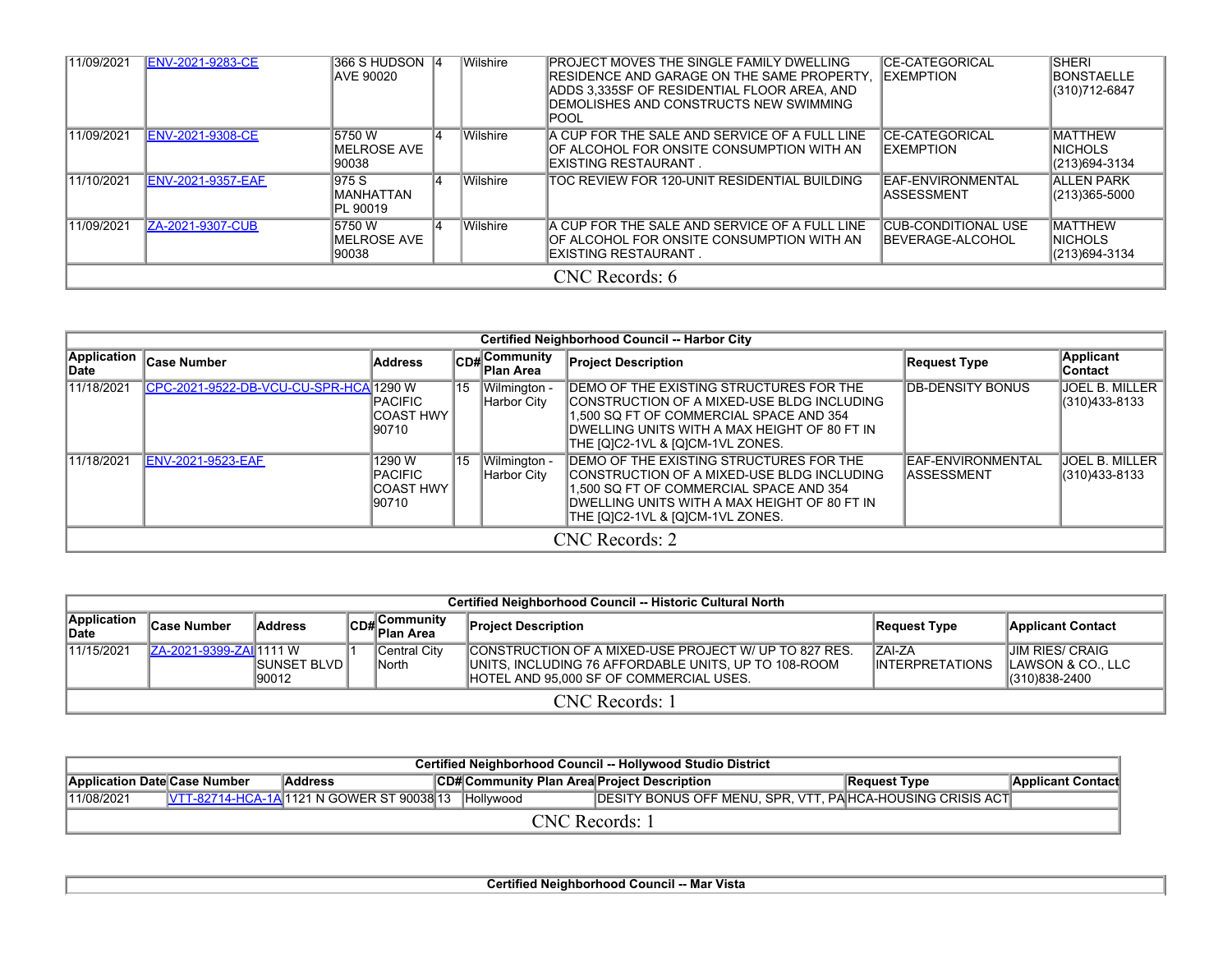| Application Date | Case Number | Address | CD# | Community Plan Area | Project Description | Request Type | Applicant Contact |
|---|---|---|---|---|---|---|---|
| 11/09/2021 | ENV-2021-9283-CE | 366 S HUDSON AVE 90020 | 4 | Wilshire | PROJECT MOVES THE SINGLE FAMILY DWELLING RESIDENCE AND GARAGE ON THE SAME PROPERTY, ADDS 3,335SF OF RESIDENTIAL FLOOR AREA, AND DEMOLISHES AND CONSTRUCTS NEW SWIMMING POOL | CE-CATEGORICAL EXEMPTION | SHERI BONSTAELLE (310)712-6847 |
| 11/09/2021 | ENV-2021-9308-CE | 5750 W MELROSE AVE 90038 | 4 | Wilshire | A CUP FOR THE SALE AND SERVICE OF A FULL LINE OF ALCOHOL FOR ONSITE CONSUMPTION WITH AN EXISTING RESTAURANT . | CE-CATEGORICAL EXEMPTION | MATTHEW NICHOLS (213)694-3134 |
| 11/10/2021 | ENV-2021-9357-EAF | 975 S MANHATTAN PL 90019 | 4 | Wilshire | TOC REVIEW FOR 120-UNIT RESIDENTIAL BUILDING | EAF-ENVIRONMENTAL ASSESSMENT | ALLEN PARK (213)365-5000 |
| 11/09/2021 | ZA-2021-9307-CUB | 5750 W MELROSE AVE 90038 | 4 | Wilshire | A CUP FOR THE SALE AND SERVICE OF A FULL LINE OF ALCOHOL FOR ONSITE CONSUMPTION WITH AN EXISTING RESTAURANT . | CUB-CONDITIONAL USE BEVERAGE-ALCOHOL | MATTHEW NICHOLS (213)694-3134 |

CNC Records: 6

**Certified Neighborhood Council -- Harbor City**

| Application Date | Case Number | Address | CD# | Community Plan Area | Project Description | Request Type | Applicant Contact |
|---|---|---|---|---|---|---|---|
| 11/18/2021 | CPC-2021-9522-DB-VCU-CU-SPR-HCA | 1290 W PACIFIC COAST HWY 90710 | 15 | Wilmington - Harbor City | DEMO OF THE EXISTING STRUCTURES FOR THE CONSTRUCTION OF A MIXED-USE BLDG INCLUDING 1,500 SQ FT OF COMMERCIAL SPACE AND 354 DWELLING UNITS WITH A MAX HEIGHT OF 80 FT IN THE [Q]C2-1VL & [Q]CM-1VL ZONES. | DB-DENSITY BONUS | JOEL B. MILLER (310)433-8133 |
| 11/18/2021 | ENV-2021-9523-EAF | 1290 W PACIFIC COAST HWY 90710 | 15 | Wilmington - Harbor City | DEMO OF THE EXISTING STRUCTURES FOR THE CONSTRUCTION OF A MIXED-USE BLDG INCLUDING 1,500 SQ FT OF COMMERCIAL SPACE AND 354 DWELLING UNITS WITH A MAX HEIGHT OF 80 FT IN THE [Q]C2-1VL & [Q]CM-1VL ZONES. | EAF-ENVIRONMENTAL ASSESSMENT | JOEL B. MILLER (310)433-8133 |

CNC Records: 2

**Certified Neighborhood Council -- Historic Cultural North**

| Application Date | Case Number | Address | CD# | Community Plan Area | Project Description | Request Type | Applicant Contact |
|---|---|---|---|---|---|---|---|
| 11/15/2021 | ZA-2021-9399-ZAI | 1111 W SUNSET BLVD 90012 | 1 | Central City North | CONSTRUCTION OF A MIXED-USE PROJECT W/ UP TO 827 RES. UNITS, INCLUDING 76 AFFORDABLE UNITS, UP TO 108-ROOM HOTEL AND 95,000 SF OF COMMERCIAL USES. | ZAI-ZA INTERPRETATIONS | JIM RIES/ CRAIG LAWSON & CO., LLC (310)838-2400 |

CNC Records: 1

**Certified Neighborhood Council -- Hollywood Studio District**

| Application Date | Case Number | Address | CD# | Community Plan Area | Project Description | Request Type | Applicant Contact |
|---|---|---|---|---|---|---|---|
| 11/08/2021 | VTT-82714-HCA-1A | 1121 N GOWER ST 90038 | 13 | Hollywood | DESITY BONUS OFF MENU, SPR, VTT, PA | HCA-HOUSING CRISIS ACT | |

CNC Records: 1

**Certified Neighborhood Council -- Mar Vista**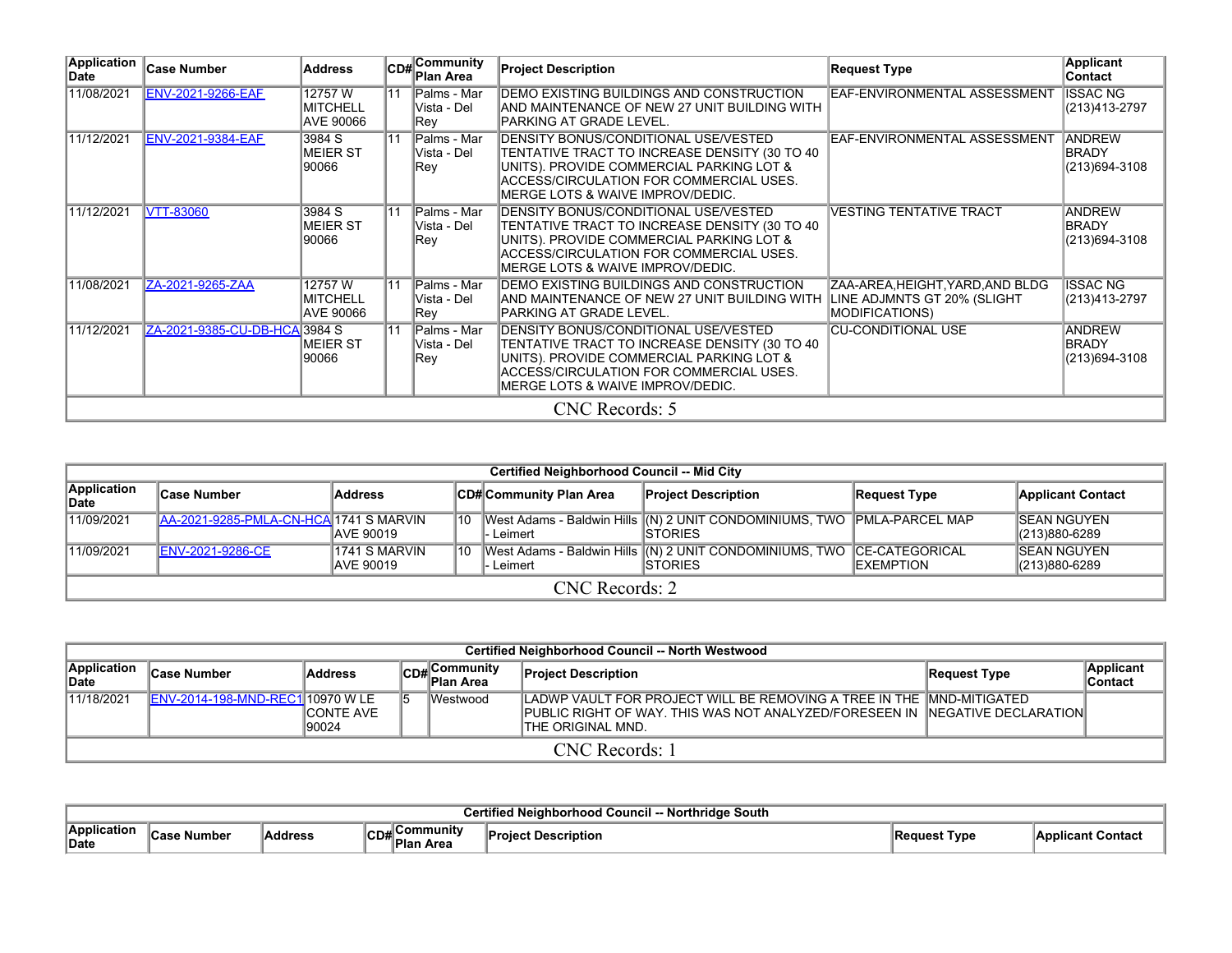| Application Date | Case Number | Address | CD# | Community Plan Area | Project Description | Request Type | Applicant Contact |
|---|---|---|---|---|---|---|---|
| 11/08/2021 | ENV-2021-9266-EAF | 12757 W MITCHELL AVE 90066 | 11 | Palms - Mar Vista - Del Rey | DEMO EXISTING BUILDINGS AND CONSTRUCTION AND MAINTENANCE OF NEW 27 UNIT BUILDING WITH PARKING AT GRADE LEVEL. | EAF-ENVIRONMENTAL ASSESSMENT | ISSAC NG (213)413-2797 |
| 11/12/2021 | ENV-2021-9384-EAF | 3984 S MEIER ST 90066 | 11 | Palms - Mar Vista - Del Rey | DENSITY BONUS/CONDITIONAL USE/VESTED TENTATIVE TRACT TO INCREASE DENSITY (30 TO 40 UNITS). PROVIDE COMMERCIAL PARKING LOT & ACCESS/CIRCULATION FOR COMMERCIAL USES. MERGE LOTS & WAIVE IMPROV/DEDIC. | EAF-ENVIRONMENTAL ASSESSMENT | ANDREW BRADY (213)694-3108 |
| 11/12/2021 | VTT-83060 | 3984 S MEIER ST 90066 | 11 | Palms - Mar Vista - Del Rey | DENSITY BONUS/CONDITIONAL USE/VESTED TENTATIVE TRACT TO INCREASE DENSITY (30 TO 40 UNITS). PROVIDE COMMERCIAL PARKING LOT & ACCESS/CIRCULATION FOR COMMERCIAL USES. MERGE LOTS & WAIVE IMPROV/DEDIC. | VESTING TENTATIVE TRACT | ANDREW BRADY (213)694-3108 |
| 11/08/2021 | ZA-2021-9265-ZAA | 12757 W MITCHELL AVE 90066 | 11 | Palms - Mar Vista - Del Rey | DEMO EXISTING BUILDINGS AND CONSTRUCTION AND MAINTENANCE OF NEW 27 UNIT BUILDING WITH PARKING AT GRADE LEVEL. | ZAA-AREA,HEIGHT,YARD,AND BLDG LINE ADJMNTS GT 20% (SLIGHT MODIFICATIONS) | ISSAC NG (213)413-2797 |
| 11/12/2021 | ZA-2021-9385-CU-DB-HCA | 3984 S MEIER ST 90066 | 11 | Palms - Mar Vista - Del Rey | DENSITY BONUS/CONDITIONAL USE/VESTED TENTATIVE TRACT TO INCREASE DENSITY (30 TO 40 UNITS). PROVIDE COMMERCIAL PARKING LOT & ACCESS/CIRCULATION FOR COMMERCIAL USES. MERGE LOTS & WAIVE IMPROV/DEDIC. | CU-CONDITIONAL USE | ANDREW BRADY (213)694-3108 |
| CNC Records: 5 | | | | | | | |

**Certified Neighborhood Council -- Mid City**

| Application Date | Case Number | Address | CD# | Community Plan Area | Project Description | Request Type | Applicant Contact |
|---|---|---|---|---|---|---|---|
| 11/09/2021 | AA-2021-9285-PMLA-CN-HCA | 1741 S MARVIN AVE 90019 | 10 | West Adams - Baldwin Hills - Leimert | (N) 2 UNIT CONDOMINIUMS, TWO STORIES | PMLA-PARCEL MAP | SEAN NGUYEN (213)880-6289 |
| 11/09/2021 | ENV-2021-9286-CE | 1741 S MARVIN AVE 90019 | 10 | West Adams - Baldwin Hills - Leimert | (N) 2 UNIT CONDOMINIUMS, TWO STORIES | CE-CATEGORICAL EXEMPTION | SEAN NGUYEN (213)880-6289 |
| CNC Records: 2 | | | | | | | |

**Certified Neighborhood Council -- North Westwood**

| Application Date | Case Number | Address | CD# | Community Plan Area | Project Description | Request Type | Applicant Contact |
|---|---|---|---|---|---|---|---|
| 11/18/2021 | ENV-2014-198-MND-REC1 | 10970 W LE CONTE AVE 90024 | 5 | Westwood | LADWP VAULT FOR PROJECT WILL BE REMOVING A TREE IN THE PUBLIC RIGHT OF WAY. THIS WAS NOT ANALYZED/FORESEEN IN THE ORIGINAL MND. | MND-MITIGATED NEGATIVE DECLARATION | |
| CNC Records: 1 | | | | | | | |

**Certified Neighborhood Council -- Northridge South**

| Application Date | Case Number | Address | CD# | Community Plan Area | Project Description | Request Type | Applicant Contact |
|---|---|---|---|---|---|---|---|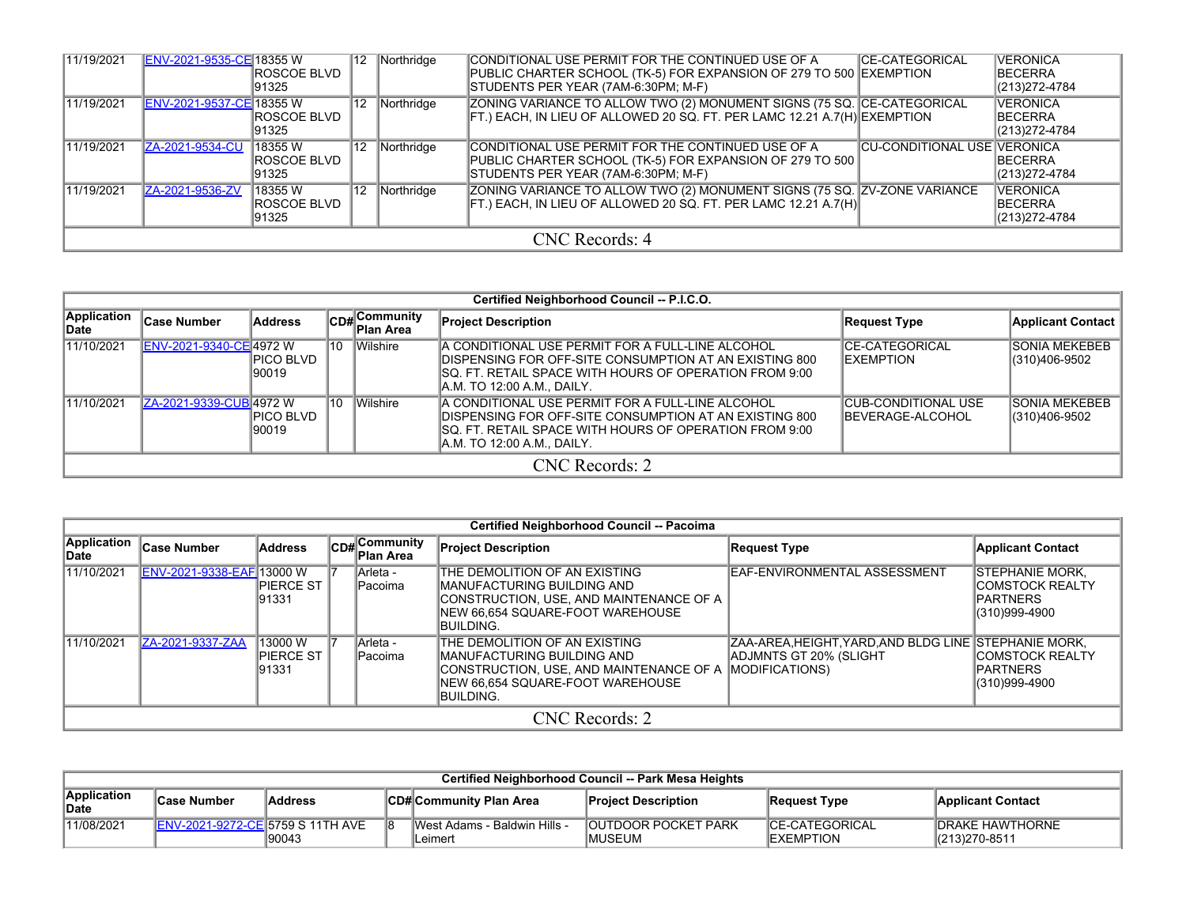| Application Date | Case Number | Address | CD# | Community Plan Area | Project Description | Request Type | Applicant Contact |
|---|---|---|---|---|---|---|---|
| 11/19/2021 | ENV-2021-9535-CE | 18355 W ROSCOE BLVD 91325 | 12 | Northridge | CONDITIONAL USE PERMIT FOR THE CONTINUED USE OF A PUBLIC CHARTER SCHOOL (TK-5) FOR EXPANSION OF 279 TO 500 STUDENTS PER YEAR (7AM-6:30PM; M-F) | CE-CATEGORICAL EXEMPTION | VERONICA BECERRA (213)272-4784 |
| 11/19/2021 | ENV-2021-9537-CE | 18355 W ROSCOE BLVD 91325 | 12 | Northridge | ZONING VARIANCE TO ALLOW TWO (2) MONUMENT SIGNS (75 SQ. FT.) EACH, IN LIEU OF ALLOWED 20 SQ. FT. PER LAMC 12.21 A.7(H) | CE-CATEGORICAL EXEMPTION | VERONICA BECERRA (213)272-4784 |
| 11/19/2021 | ZA-2021-9534-CU | 18355 W ROSCOE BLVD 91325 | 12 | Northridge | CONDITIONAL USE PERMIT FOR THE CONTINUED USE OF A PUBLIC CHARTER SCHOOL (TK-5) FOR EXPANSION OF 279 TO 500 STUDENTS PER YEAR (7AM-6:30PM; M-F) | CU-CONDITIONAL USE | VERONICA BECERRA (213)272-4784 |
| 11/19/2021 | ZA-2021-9536-ZV | 18355 W ROSCOE BLVD 91325 | 12 | Northridge | ZONING VARIANCE TO ALLOW TWO (2) MONUMENT SIGNS (75 SQ. FT.) EACH, IN LIEU OF ALLOWED 20 SQ. FT. PER LAMC 12.21 A.7(H) | ZV-ZONE VARIANCE | VERONICA BECERRA (213)272-4784 |
| CNC Records: 4 | | | | | | | |

| Certified Neighborhood Council -- P.I.C.O. | | | | | | | |
|---|---|---|---|---|---|---|---|
| **Application Date** | **Case Number** | **Address** | **CD#** | **Community Plan Area** | **Project Description** | **Request Type** | **Applicant Contact** |
| 11/10/2021 | ENV-2021-9340-CE | 4972 W PICO BLVD 90019 | 10 | Wilshire | A CONDITIONAL USE PERMIT FOR A FULL-LINE ALCOHOL DISPENSING FOR OFF-SITE CONSUMPTION AT AN EXISTING 800 SQ. FT. RETAIL SPACE WITH HOURS OF OPERATION FROM 9:00 A.M. TO 12:00 A.M., DAILY. | CE-CATEGORICAL EXEMPTION | SONIA MEKEBEB (310)406-9502 |
| 11/10/2021 | ZA-2021-9339-CUB | 4972 W PICO BLVD 90019 | 10 | Wilshire | A CONDITIONAL USE PERMIT FOR A FULL-LINE ALCOHOL DISPENSING FOR OFF-SITE CONSUMPTION AT AN EXISTING 800 SQ. FT. RETAIL SPACE WITH HOURS OF OPERATION FROM 9:00 A.M. TO 12:00 A.M., DAILY. | CUB-CONDITIONAL USE BEVERAGE-ALCOHOL | SONIA MEKEBEB (310)406-9502 |
| CNC Records: 2 | | | | | | | |

| Certified Neighborhood Council -- Pacoima | | | | | | | |
|---|---|---|---|---|---|---|---|
| **Application Date** | **Case Number** | **Address** | **CD#** | **Community Plan Area** | **Project Description** | **Request Type** | **Applicant Contact** |
| 11/10/2021 | ENV-2021-9338-EAF | 13000 W PIERCE ST 91331 | 7 | Arleta - Pacoima | THE DEMOLITION OF AN EXISTING MANUFACTURING BUILDING AND CONSTRUCTION, USE, AND MAINTENANCE OF A NEW 66,654 SQUARE-FOOT WAREHOUSE BUILDING. | EAF-ENVIRONMENTAL ASSESSMENT | STEPHANIE MORK, COMSTOCK REALTY PARTNERS (310)999-4900 |
| 11/10/2021 | ZA-2021-9337-ZAA | 13000 W PIERCE ST 91331 | 7 | Arleta - Pacoima | THE DEMOLITION OF AN EXISTING MANUFACTURING BUILDING AND CONSTRUCTION, USE, AND MAINTENANCE OF A NEW 66,654 SQUARE-FOOT WAREHOUSE BUILDING. | ZAA-AREA,HEIGHT,YARD,AND BLDG LINE ADJMNTS GT 20% (SLIGHT MODIFICATIONS) | STEPHANIE MORK, COMSTOCK REALTY PARTNERS (310)999-4900 |
| CNC Records: 2 | | | | | | | |

| Certified Neighborhood Council -- Park Mesa Heights | | | | | | | |
|---|---|---|---|---|---|---|---|
| **Application Date** | **Case Number** | **Address** | **CD#** | **Community Plan Area** | **Project Description** | **Request Type** | **Applicant Contact** |
| 11/08/2021 | ENV-2021-9272-CE | 5759 S 11TH AVE 90043 | 8 | West Adams - Baldwin Hills - Leimert | OUTDOOR POCKET PARK MUSEUM | CE-CATEGORICAL EXEMPTION | DRAKE HAWTHORNE (213)270-8511 |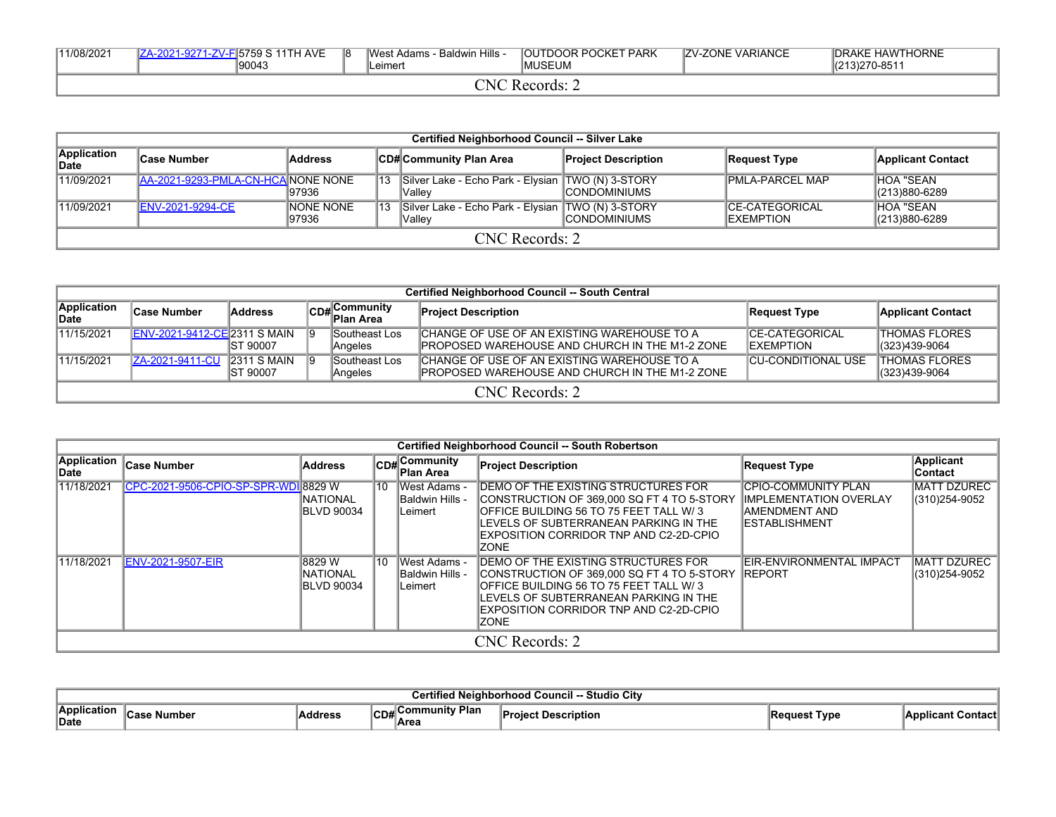| | | | | | | | |
|---|---|---|---|---|---|---|---|
| 11/08/2021 | ZA-2021-9271-ZV-F | 5759 S 11TH AVE 90043 | 8 | West Adams - Baldwin Hills - Leimert | OUTDOOR POCKET PARK MUSEUM | ZV-ZONE VARIANCE | DRAKE HAWTHORNE (213)270-8511 |
| CNC Records: 2 | | | | | | | |

**Certified Neighborhood Council -- Silver Lake**

| Application Date | Case Number | Address | CD# | Community Plan Area | Project Description | Request Type | Applicant Contact |
|---|---|---|---|---|---|---|---|
| 11/09/2021 | AA-2021-9293-PMLA-CN-HCA | NONE NONE 97936 | 13 | Silver Lake - Echo Park - Elysian Valley | TWO (N) 3-STORY CONDOMINIUMS | PMLA-PARCEL MAP | HOA "SEAN (213)880-6289 |
| 11/09/2021 | ENV-2021-9294-CE | NONE NONE 97936 | 13 | Silver Lake - Echo Park - Elysian Valley | TWO (N) 3-STORY CONDOMINIUMS | CE-CATEGORICAL EXEMPTION | HOA "SEAN (213)880-6289 |
| CNC Records: 2 | | | | | | | |

**Certified Neighborhood Council -- South Central**

| Application Date | Case Number | Address | CD# | Community Plan Area | Project Description | Request Type | Applicant Contact |
|---|---|---|---|---|---|---|---|
| 11/15/2021 | ENV-2021-9412-CE | 2311 S MAIN ST 90007 | 9 | Southeast Los Angeles | CHANGE OF USE OF AN EXISTING WAREHOUSE TO A PROPOSED WAREHOUSE AND CHURCH IN THE M1-2 ZONE | CE-CATEGORICAL EXEMPTION | THOMAS FLORES (323)439-9064 |
| 11/15/2021 | ZA-2021-9411-CU | 2311 S MAIN ST 90007 | 9 | Southeast Los Angeles | CHANGE OF USE OF AN EXISTING WAREHOUSE TO A PROPOSED WAREHOUSE AND CHURCH IN THE M1-2 ZONE | CU-CONDITIONAL USE | THOMAS FLORES (323)439-9064 |
| CNC Records: 2 | | | | | | | |

**Certified Neighborhood Council -- South Robertson**

| Application Date | Case Number | Address | CD# | Community Plan Area | Project Description | Request Type | Applicant Contact |
|---|---|---|---|---|---|---|---|
| 11/18/2021 | CPC-2021-9506-CPIO-SP-SPR-WDI | 8829 W NATIONAL BLVD 90034 | 10 | West Adams - Baldwin Hills - Leimert | DEMO OF THE EXISTING STRUCTURES FOR CONSTRUCTION OF 369,000 SQ FT 4 TO 5-STORY OFFICE BUILDING 56 TO 75 FEET TALL W/ 3 LEVELS OF SUBTERRANEAN PARKING IN THE EXPOSITION CORRIDOR TNP AND C2-2D-CPIO ZONE | CPIO-COMMUNITY PLAN IMPLEMENTATION OVERLAY AMENDMENT AND ESTABLISHMENT | MATT DZUREC (310)254-9052 |
| 11/18/2021 | ENV-2021-9507-EIR | 8829 W NATIONAL BLVD 90034 | 10 | West Adams - Baldwin Hills - Leimert | DEMO OF THE EXISTING STRUCTURES FOR CONSTRUCTION OF 369,000 SQ FT 4 TO 5-STORY OFFICE BUILDING 56 TO 75 FEET TALL W/ 3 LEVELS OF SUBTERRANEAN PARKING IN THE EXPOSITION CORRIDOR TNP AND C2-2D-CPIO ZONE | EIR-ENVIRONMENTAL IMPACT REPORT | MATT DZUREC (310)254-9052 |
| CNC Records: 2 | | | | | | | |

**Certified Neighborhood Council -- Studio City**

| Application Date | Case Number | Address | CD# | Community Plan Area | Project Description | Request Type | Applicant Contact |
|---|---|---|---|---|---|---|---|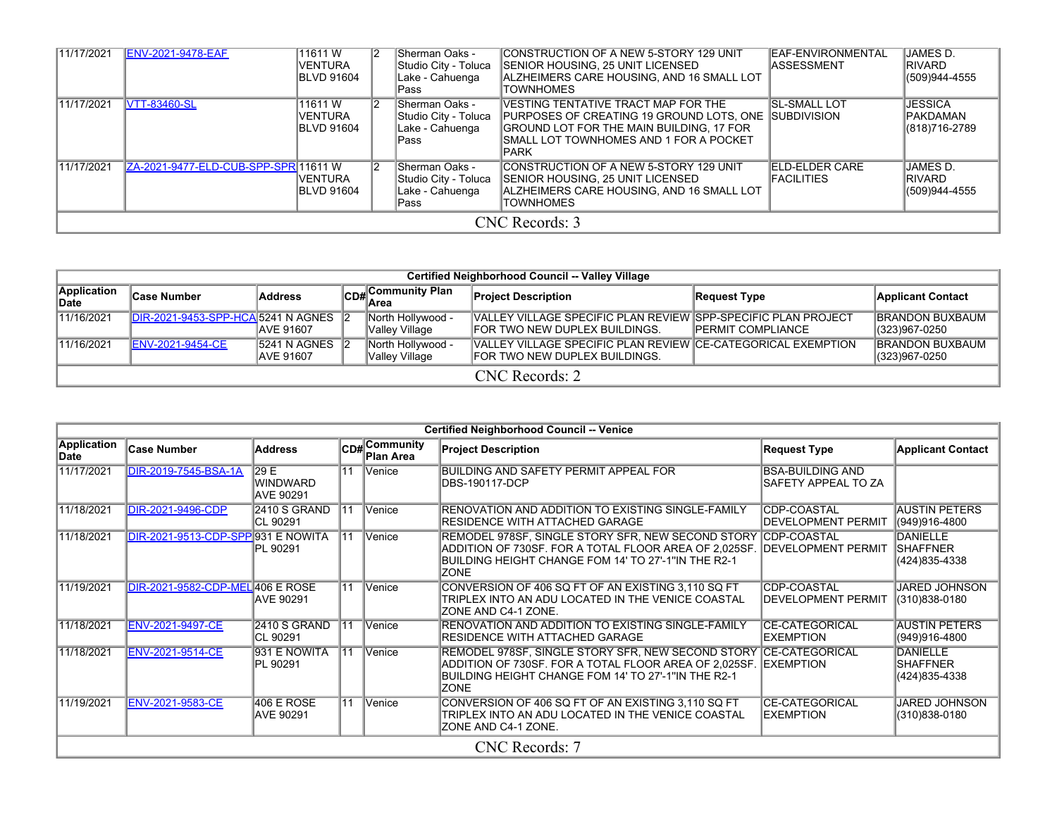| Application Date | Case Number | Address | CD# | Community Plan Area | Project Description | Request Type | Applicant Contact |
|---|---|---|---|---|---|---|---|
| 11/17/2021 | ENV-2021-9478-EAF | 11611 W VENTURA BLVD 91604 | 2 | Sherman Oaks - Studio City - Toluca Lake - Cahuenga Pass | CONSTRUCTION OF A NEW 5-STORY 129 UNIT SENIOR HOUSING, 25 UNIT LICENSED ALZHEIMERS CARE HOUSING, AND 16 SMALL LOT TOWNHOMES | EAF-ENVIRONMENTAL ASSESSMENT | JAMES D. RIVARD (509)944-4555 |
| 11/17/2021 | VTT-83460-SL | 11611 W VENTURA BLVD 91604 | 2 | Sherman Oaks - Studio City - Toluca Lake - Cahuenga Pass | VESTING TENTATIVE TRACT MAP FOR THE PURPOSES OF CREATING 19 GROUND LOTS, ONE GROUND LOT FOR THE MAIN BUILDING, 17 FOR SMALL LOT TOWNHOMES AND 1 FOR A POCKET PARK | SL-SMALL LOT SUBDIVISION | JESSICA PAKDAMAN (818)716-2789 |
| 11/17/2021 | ZA-2021-9477-ELD-CUB-SPP-SPR | 11611 W VENTURA BLVD 91604 | 2 | Sherman Oaks - Studio City - Toluca Lake - Cahuenga Pass | CONSTRUCTION OF A NEW 5-STORY 129 UNIT SENIOR HOUSING, 25 UNIT LICENSED ALZHEIMERS CARE HOUSING, AND 16 SMALL LOT TOWNHOMES | ELD-ELDER CARE FACILITIES | JAMES D. RIVARD (509)944-4555 |
| CNC Records: 3 | | | | | | | |

| Certified Neighborhood Council -- Valley Village | | | | | | | |
|---|---|---|---|---|---|---|---|
| **Application Date** | **Case Number** | **Address** | **CD#** | **Community Plan Area** | **Project Description** | **Request Type** | **Applicant Contact** |
| 11/16/2021 | DIR-2021-9453-SPP-HCA | 5241 N AGNES AVE 91607 | 2 | North Hollywood - Valley Village | VALLEY VILLAGE SPECIFIC PLAN REVIEW FOR TWO NEW DUPLEX BUILDINGS. | SPP-SPECIFIC PLAN PROJECT PERMIT COMPLIANCE | BRANDON BUXBAUM (323)967-0250 |
| 11/16/2021 | ENV-2021-9454-CE | 5241 N AGNES AVE 91607 | 2 | North Hollywood - Valley Village | VALLEY VILLAGE SPECIFIC PLAN REVIEW FOR TWO NEW DUPLEX BUILDINGS. | CE-CATEGORICAL EXEMPTION | BRANDON BUXBAUM (323)967-0250 |
| CNC Records: 2 | | | | | | | |

| Certified Neighborhood Council -- Venice | | | | | | | |
|---|---|---|---|---|---|---|---|
| **Application Date** | **Case Number** | **Address** | **CD#** | **Community Plan Area** | **Project Description** | **Request Type** | **Applicant Contact** |
| 11/17/2021 | DIR-2019-7545-BSA-1A | 29 E WINDWARD AVE 90291 | 11 | Venice | BUILDING AND SAFETY PERMIT APPEAL FOR DBS-190117-DCP | BSA-BUILDING AND SAFETY APPEAL TO ZA | |
| 11/18/2021 | DIR-2021-9496-CDP | 2410 S GRAND CL 90291 | 11 | Venice | RENOVATION AND ADDITION TO EXISTING SINGLE-FAMILY RESIDENCE WITH ATTACHED GARAGE | CDP-COASTAL DEVELOPMENT PERMIT | AUSTIN PETERS (949)916-4800 |
| 11/18/2021 | DIR-2021-9513-CDP-SPP | 931 E NOWITA PL 90291 | 11 | Venice | REMODEL 978SF, SINGLE STORY SFR, NEW SECOND STORY ADDITION OF 730SF. FOR A TOTAL FLOOR AREA OF 2,025SF. BUILDING HEIGHT CHANGE FOM 14' TO 27'-1"IN THE R2-1 ZONE | CDP-COASTAL DEVELOPMENT PERMIT | DANIELLE SHAFFNER (424)835-4338 |
| 11/19/2021 | DIR-2021-9582-CDP-MEL | 406 E ROSE AVE 90291 | 11 | Venice | CONVERSION OF 406 SQ FT OF AN EXISTING 3,110 SQ FT TRIPLEX INTO AN ADU LOCATED IN THE VENICE COASTAL ZONE AND C4-1 ZONE. | CDP-COASTAL DEVELOPMENT PERMIT | JARED JOHNSON (310)838-0180 |
| 11/18/2021 | ENV-2021-9497-CE | 2410 S GRAND CL 90291 | 11 | Venice | RENOVATION AND ADDITION TO EXISTING SINGLE-FAMILY RESIDENCE WITH ATTACHED GARAGE | CE-CATEGORICAL EXEMPTION | AUSTIN PETERS (949)916-4800 |
| 11/18/2021 | ENV-2021-9514-CE | 931 E NOWITA PL 90291 | 11 | Venice | REMODEL 978SF, SINGLE STORY SFR, NEW SECOND STORY ADDITION OF 730SF. FOR A TOTAL FLOOR AREA OF 2,025SF. BUILDING HEIGHT CHANGE FOM 14' TO 27'-1"IN THE R2-1 ZONE | CE-CATEGORICAL EXEMPTION | DANIELLE SHAFFNER (424)835-4338 |
| 11/19/2021 | ENV-2021-9583-CE | 406 E ROSE AVE 90291 | 11 | Venice | CONVERSION OF 406 SQ FT OF AN EXISTING 3,110 SQ FT TRIPLEX INTO AN ADU LOCATED IN THE VENICE COASTAL ZONE AND C4-1 ZONE. | CE-CATEGORICAL EXEMPTION | JARED JOHNSON (310)838-0180 |
| CNC Records: 7 | | | | | | | |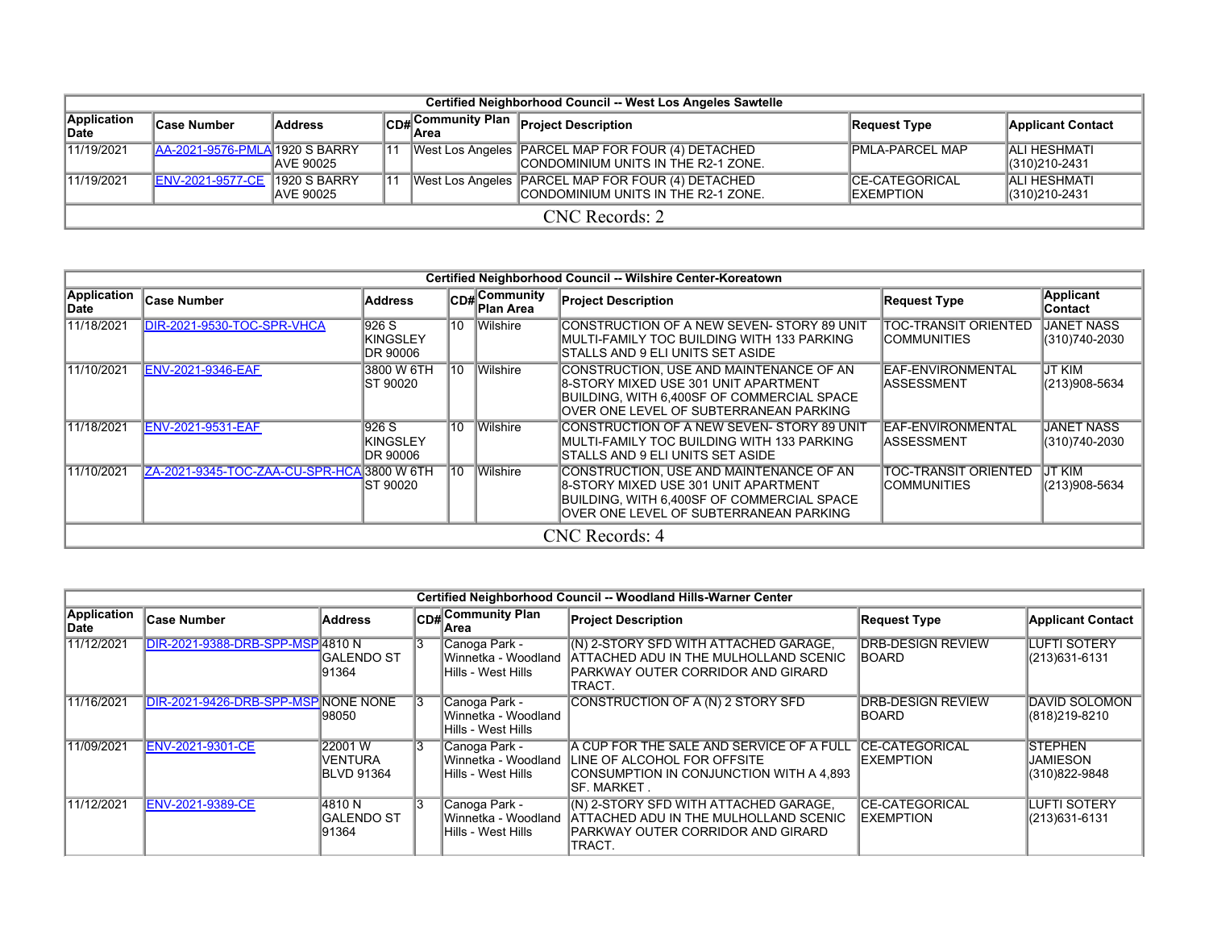| Certified Neighborhood Council -- West Los Angeles Sawtelle | | | | | | | |
|---|---|---|---|---|---|---|---|
| **Application Date** | **Case Number** | **Address** | **CD#** | **Community Plan Area** | **Project Description** | **Request Type** | **Applicant Contact** |
| 11/19/2021 | AA-2021-9576-PMLA | 1920 S BARRY AVE 90025 | 11 | West Los Angeles | PARCEL MAP FOR FOUR (4) DETACHED CONDOMINIUM UNITS IN THE R2-1 ZONE. | PMLA-PARCEL MAP | ALI HESHMATI (310)210-2431 |
| 11/19/2021 | ENV-2021-9577-CE | 1920 S BARRY AVE 90025 | 11 | West Los Angeles | PARCEL MAP FOR FOUR (4) DETACHED CONDOMINIUM UNITS IN THE R2-1 ZONE. | CE-CATEGORICAL EXEMPTION | ALI HESHMATI (310)210-2431 |
| CNC Records: 2 | | | | | | | |

| Certified Neighborhood Council -- Wilshire Center-Koreatown | | | | | | | |
|---|---|---|---|---|---|---|---|
| **Application Date** | **Case Number** | **Address** | **CD#** | **Community Plan Area** | **Project Description** | **Request Type** | **Applicant Contact** |
| 11/18/2021 | DIR-2021-9530-TOC-SPR-VHCA | 926 S KINGSLEY DR 90006 | 10 | Wilshire | CONSTRUCTION OF A NEW SEVEN- STORY 89 UNIT MULTI-FAMILY TOC BUILDING WITH 133 PARKING STALLS AND 9 ELI UNITS SET ASIDE | TOC-TRANSIT ORIENTED COMMUNITIES | JANET NASS (310)740-2030 |
| 11/10/2021 | ENV-2021-9346-EAF | 3800 W 6TH ST 90020 | 10 | Wilshire | CONSTRUCTION, USE AND MAINTENANCE OF AN 8-STORY MIXED USE 301 UNIT APARTMENT BUILDING, WITH 6,400SF OF COMMERCIAL SPACE OVER ONE LEVEL OF SUBTERRANEAN PARKING | EAF-ENVIRONMENTAL ASSESSMENT | JT KIM (213)908-5634 |
| 11/18/2021 | ENV-2021-9531-EAF | 926 S KINGSLEY DR 90006 | 10 | Wilshire | CONSTRUCTION OF A NEW SEVEN- STORY 89 UNIT MULTI-FAMILY TOC BUILDING WITH 133 PARKING STALLS AND 9 ELI UNITS SET ASIDE | EAF-ENVIRONMENTAL ASSESSMENT | JANET NASS (310)740-2030 |
| 11/10/2021 | ZA-2021-9345-TOC-ZAA-CU-SPR-HCA | 3800 W 6TH ST 90020 | 10 | Wilshire | CONSTRUCTION, USE AND MAINTENANCE OF AN 8-STORY MIXED USE 301 UNIT APARTMENT BUILDING, WITH 6,400SF OF COMMERCIAL SPACE OVER ONE LEVEL OF SUBTERRANEAN PARKING | TOC-TRANSIT ORIENTED COMMUNITIES | JT KIM (213)908-5634 |
| CNC Records: 4 | | | | | | | |

| Certified Neighborhood Council -- Woodland Hills-Warner Center | | | | | | | |
|---|---|---|---|---|---|---|---|
| **Application Date** | **Case Number** | **Address** | **CD#** | **Community Plan Area** | **Project Description** | **Request Type** | **Applicant Contact** |
| 11/12/2021 | DIR-2021-9388-DRB-SPP-MSP | 4810 N GALENDO ST 91364 | 3 | Canoga Park - Winnetka - Woodland Hills - West Hills | (N) 2-STORY SFD WITH ATTACHED GARAGE, ATTACHED ADU IN THE MULHOLLAND SCENIC PARKWAY OUTER CORRIDOR AND GIRARD TRACT. | DRB-DESIGN REVIEW BOARD | LUFTI SOTERY (213)631-6131 |
| 11/16/2021 | DIR-2021-9426-DRB-SPP-MSP | NONE NONE 98050 | 3 | Canoga Park - Winnetka - Woodland Hills - West Hills | CONSTRUCTION OF A (N) 2 STORY SFD | DRB-DESIGN REVIEW BOARD | DAVID SOLOMON (818)219-8210 |
| 11/09/2021 | ENV-2021-9301-CE | 22001 W VENTURA BLVD 91364 | 3 | Canoga Park - Winnetka - Woodland Hills - West Hills | A CUP FOR THE SALE AND SERVICE OF A FULL LINE OF ALCOHOL FOR OFFSITE CONSUMPTION IN CONJUNCTION WITH A 4,893 SF. MARKET . | CE-CATEGORICAL EXEMPTION | STEPHEN JAMIESON (310)822-9848 |
| 11/12/2021 | ENV-2021-9389-CE | 4810 N GALENDO ST 91364 | 3 | Canoga Park - Winnetka - Woodland Hills - West Hills | (N) 2-STORY SFD WITH ATTACHED GARAGE, ATTACHED ADU IN THE MULHOLLAND SCENIC PARKWAY OUTER CORRIDOR AND GIRARD TRACT. | CE-CATEGORICAL EXEMPTION | LUFTI SOTERY (213)631-6131 |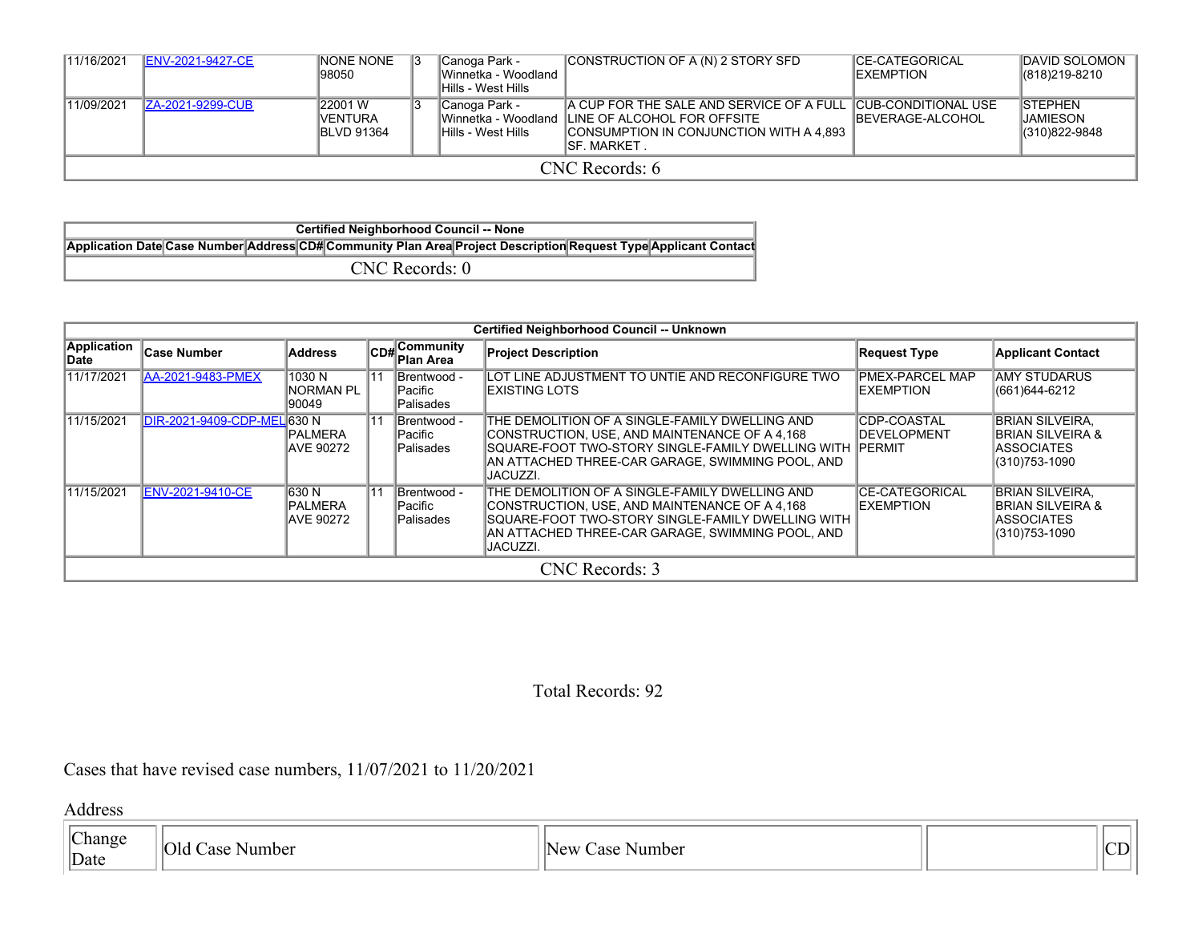| 11/16/2021 | ENV-2021-9427-CE | NONE NONE 98050 | 3 | Canoga Park - Winnetka - Woodland Hills - West Hills | CONSTRUCTION OF A (N) 2 STORY SFD | CE-CATEGORICAL EXEMPTION | DAVID SOLOMON (818)219-8210 |
|---|---|---|---|---|---|---|---|
| 11/09/2021 | ZA-2021-9299-CUB | 22001 W VENTURA BLVD 91364 | 3 | Canoga Park - Winnetka - Woodland Hills - West Hills | A CUP FOR THE SALE AND SERVICE OF A FULL LINE OF ALCOHOL FOR OFFSITE CONSUMPTION IN CONJUNCTION WITH A 4,893 SF. MARKET . | CUB-CONDITIONAL USE BEVERAGE-ALCOHOL | STEPHEN JAMIESON (310)822-9848 |
| CNC Records: 6 | | | | | | | |

| Certified Neighborhood Council -- None | | | | | | | |
|---|---|---|---|---|---|---|---|
| Application Date | Case Number | Address | CD# | Community Plan Area | Project Description | Request Type | Applicant Contact |
| CNC Records: 0 | | | | | | | |

| Certified Neighborhood Council -- Unknown | | | | | | | |
|---|---|---|---|---|---|---|---|
| Application Date | Case Number | Address | CD# | Community Plan Area | Project Description | Request Type | Applicant Contact |
| 11/17/2021 | AA-2021-9483-PMEX | 1030 N NORMAN PL 90049 | 11 | Brentwood - Pacific Palisades | LOT LINE ADJUSTMENT TO UNTIE AND RECONFIGURE TWO EXISTING LOTS | PMEX-PARCEL MAP EXEMPTION | AMY STUDARUS (661)644-6212 |
| 11/15/2021 | DIR-2021-9409-CDP-MEL | 630 N PALMERA AVE 90272 | 11 | Brentwood - Pacific Palisades | THE DEMOLITION OF A SINGLE-FAMILY DWELLING AND CONSTRUCTION, USE, AND MAINTENANCE OF A 4,168 SQUARE-FOOT TWO-STORY SINGLE-FAMILY DWELLING WITH AN ATTACHED THREE-CAR GARAGE, SWIMMING POOL, AND JACUZZI. | CDP-COASTAL DEVELOPMENT PERMIT | BRIAN SILVEIRA, BRIAN SILVEIRA & ASSOCIATES (310)753-1090 |
| 11/15/2021 | ENV-2021-9410-CE | 630 N PALMERA AVE 90272 | 11 | Brentwood - Pacific Palisades | THE DEMOLITION OF A SINGLE-FAMILY DWELLING AND CONSTRUCTION, USE, AND MAINTENANCE OF A 4,168 SQUARE-FOOT TWO-STORY SINGLE-FAMILY DWELLING WITH AN ATTACHED THREE-CAR GARAGE, SWIMMING POOL, AND JACUZZI. | CE-CATEGORICAL EXEMPTION | BRIAN SILVEIRA, BRIAN SILVEIRA & ASSOCIATES (310)753-1090 |
| CNC Records: 3 | | | | | | | |

Total Records: 92

Cases that have revised case numbers, 11/07/2021 to 11/20/2021

Address

| Change Date | Old Case Number | New Case Number | | CD |
|---|---|---|---|---|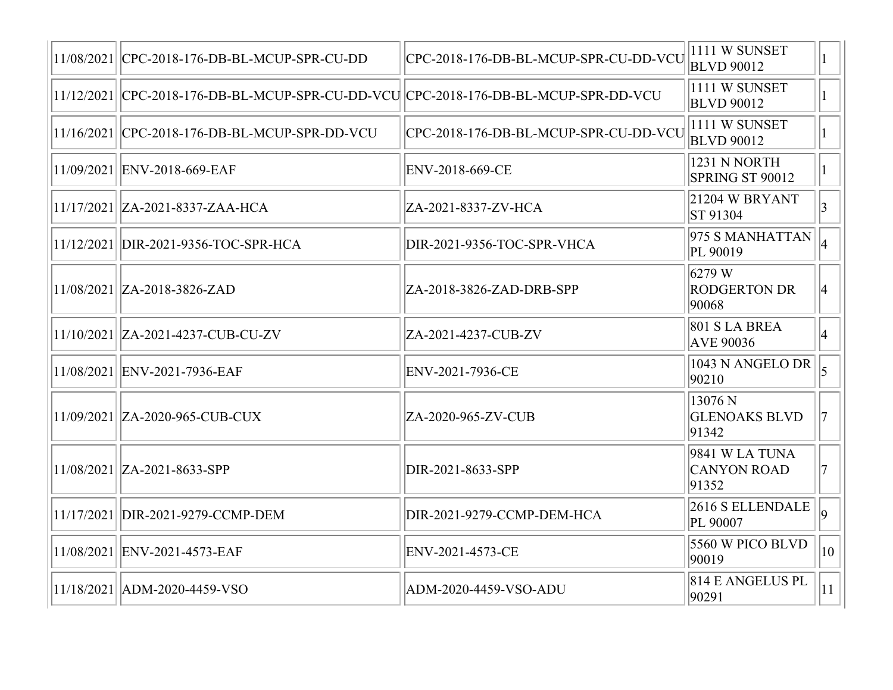| | | | | |
|---|---|---|---|---|
| 11/08/2021 | CPC-2018-176-DB-BL-MCUP-SPR-CU-DD | CPC-2018-176-DB-BL-MCUP-SPR-CU-DD-VCU | 1111 W SUNSET BLVD 90012 | 1 |
| 11/12/2021 | CPC-2018-176-DB-BL-MCUP-SPR-CU-DD-VCU | CPC-2018-176-DB-BL-MCUP-SPR-DD-VCU | 1111 W SUNSET BLVD 90012 | 1 |
| 11/16/2021 | CPC-2018-176-DB-BL-MCUP-SPR-DD-VCU | CPC-2018-176-DB-BL-MCUP-SPR-CU-DD-VCU | 1111 W SUNSET BLVD 90012 | 1 |
| 11/09/2021 | ENV-2018-669-EAF | ENV-2018-669-CE | 1231 N NORTH SPRING ST 90012 | 1 |
| 11/17/2021 | ZA-2021-8337-ZAA-HCA | ZA-2021-8337-ZV-HCA | 21204 W BRYANT ST 91304 | 3 |
| 11/12/2021 | DIR-2021-9356-TOC-SPR-HCA | DIR-2021-9356-TOC-SPR-VHCA | 975 S MANHATTAN PL 90019 | 4 |
| 11/08/2021 | ZA-2018-3826-ZAD | ZA-2018-3826-ZAD-DRB-SPP | 6279 W RODGERTON DR 90068 | 4 |
| 11/10/2021 | ZA-2021-4237-CUB-CU-ZV | ZA-2021-4237-CUB-ZV | 801 S LA BREA AVE 90036 | 4 |
| 11/08/2021 | ENV-2021-7936-EAF | ENV-2021-7936-CE | 1043 N ANGELO DR 90210 | 5 |
| 11/09/2021 | ZA-2020-965-CUB-CUX | ZA-2020-965-ZV-CUB | 13076 N GLENOAKS BLVD 91342 | 7 |
| 11/08/2021 | ZA-2021-8633-SPP | DIR-2021-8633-SPP | 9841 W LA TUNA CANYON ROAD 91352 | 7 |
| 11/17/2021 | DIR-2021-9279-CCMP-DEM | DIR-2021-9279-CCMP-DEM-HCA | 2616 S ELLENDALE PL 90007 | 9 |
| 11/08/2021 | ENV-2021-4573-EAF | ENV-2021-4573-CE | 5560 W PICO BLVD 90019 | 10 |
| 11/18/2021 | ADM-2020-4459-VSO | ADM-2020-4459-VSO-ADU | 814 E ANGELUS PL 90291 | 11 |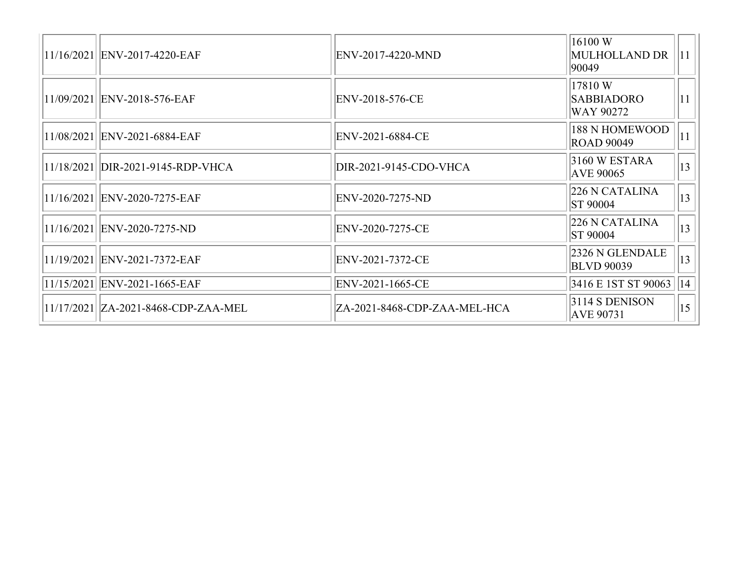| | | | | |
|---|---|---|---|---|
| 11/16/2021 | ENV-2017-4220-EAF | ENV-2017-4220-MND | 16100 W MULHOLLAND DR 90049 | 11 |
| 11/09/2021 | ENV-2018-576-EAF | ENV-2018-576-CE | 17810 W SABBIADORO WAY 90272 | 11 |
| 11/08/2021 | ENV-2021-6884-EAF | ENV-2021-6884-CE | 188 N HOMEWOOD ROAD 90049 | 11 |
| 11/18/2021 | DIR-2021-9145-RDP-VHCA | DIR-2021-9145-CDO-VHCA | 3160 W ESTARA AVE 90065 | 13 |
| 11/16/2021 | ENV-2020-7275-EAF | ENV-2020-7275-ND | 226 N CATALINA ST 90004 | 13 |
| 11/16/2021 | ENV-2020-7275-ND | ENV-2020-7275-CE | 226 N CATALINA ST 90004 | 13 |
| 11/19/2021 | ENV-2021-7372-EAF | ENV-2021-7372-CE | 2326 N GLENDALE BLVD 90039 | 13 |
| 11/15/2021 | ENV-2021-1665-EAF | ENV-2021-1665-CE | 3416 E 1ST ST 90063 | 14 |
| 11/17/2021 | ZA-2021-8468-CDP-ZAA-MEL | ZA-2021-8468-CDP-ZAA-MEL-HCA | 3114 S DENISON AVE 90731 | 15 |